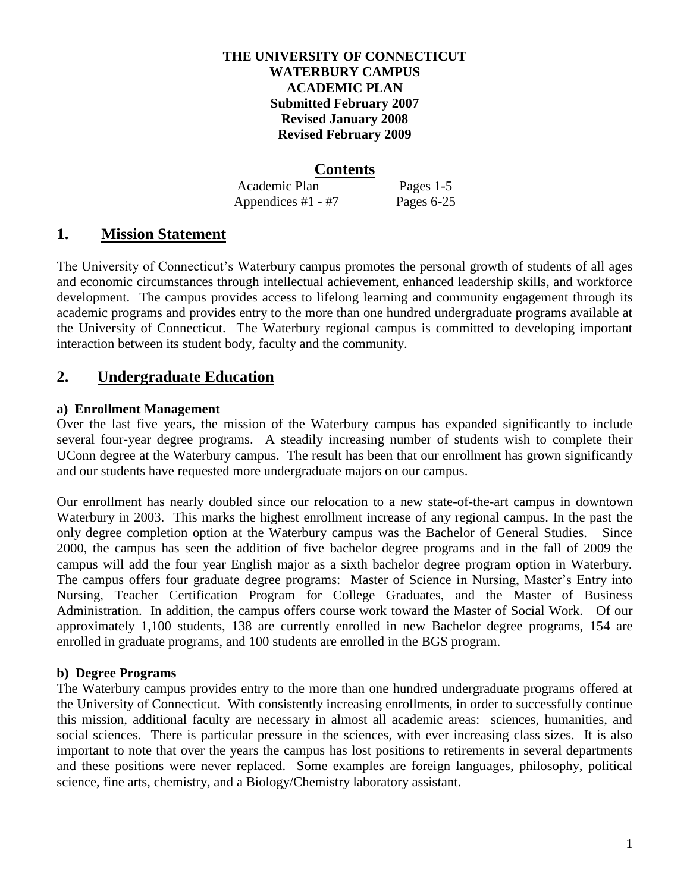**THE UNIVERSITY OF CONNECTICUT**
**WATERBURY CAMPUS**
**ACADEMIC PLAN**
**Submitted February 2007**
**Revised January 2008**
**Revised February 2009**

## Contents

| | |
|---|---|
| Academic Plan | Pages 1-5 |
| Appendices #1 - #7 | Pages 6-25 |

# 1. Mission Statement

The University of Connecticut's Waterbury campus promotes the personal growth of students of all ages and economic circumstances through intellectual achievement, enhanced leadership skills, and workforce development. The campus provides access to lifelong learning and community engagement through its academic programs and provides entry to the more than one hundred undergraduate programs available at the University of Connecticut. The Waterbury regional campus is committed to developing important interaction between its student body, faculty and the community.

# 2. Undergraduate Education

### a) Enrollment Management

Over the last five years, the mission of the Waterbury campus has expanded significantly to include several four-year degree programs. A steadily increasing number of students wish to complete their UConn degree at the Waterbury campus. The result has been that our enrollment has grown significantly and our students have requested more undergraduate majors on our campus.

Our enrollment has nearly doubled since our relocation to a new state-of-the-art campus in downtown Waterbury in 2003. This marks the highest enrollment increase of any regional campus. In the past the only degree completion option at the Waterbury campus was the Bachelor of General Studies. Since 2000, the campus has seen the addition of five bachelor degree programs and in the fall of 2009 the campus will add the four year English major as a sixth bachelor degree program option in Waterbury. The campus offers four graduate degree programs: Master of Science in Nursing, Master's Entry into Nursing, Teacher Certification Program for College Graduates, and the Master of Business Administration. In addition, the campus offers course work toward the Master of Social Work. Of our approximately 1,100 students, 138 are currently enrolled in new Bachelor degree programs, 154 are enrolled in graduate programs, and 100 students are enrolled in the BGS program.

### b) Degree Programs

The Waterbury campus provides entry to the more than one hundred undergraduate programs offered at the University of Connecticut. With consistently increasing enrollments, in order to successfully continue this mission, additional faculty are necessary in almost all academic areas: sciences, humanities, and social sciences. There is particular pressure in the sciences, with ever increasing class sizes. It is also important to note that over the years the campus has lost positions to retirements in several departments and these positions were never replaced. Some examples are foreign languages, philosophy, political science, fine arts, chemistry, and a Biology/Chemistry laboratory assistant.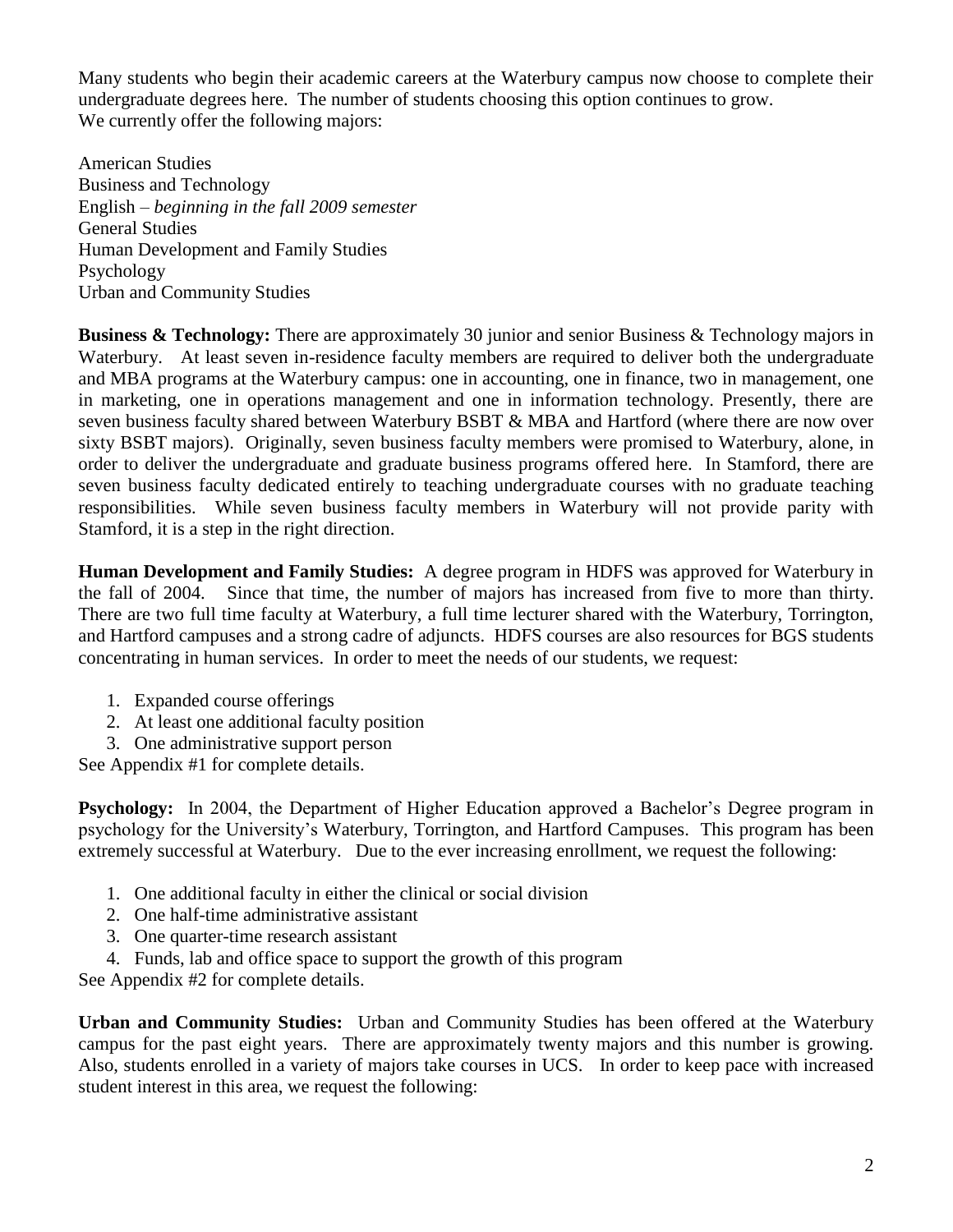Many students who begin their academic careers at the Waterbury campus now choose to complete their undergraduate degrees here. The number of students choosing this option continues to grow. We currently offer the following majors:

American Studies
Business and Technology
English – *beginning in the fall 2009 semester*
General Studies
Human Development and Family Studies
Psychology
Urban and Community Studies

**Business & Technology:** There are approximately 30 junior and senior Business & Technology majors in Waterbury. At least seven in-residence faculty members are required to deliver both the undergraduate and MBA programs at the Waterbury campus: one in accounting, one in finance, two in management, one in marketing, one in operations management and one in information technology. Presently, there are seven business faculty shared between Waterbury BSBT & MBA and Hartford (where there are now over sixty BSBT majors). Originally, seven business faculty members were promised to Waterbury, alone, in order to deliver the undergraduate and graduate business programs offered here. In Stamford, there are seven business faculty dedicated entirely to teaching undergraduate courses with no graduate teaching responsibilities. While seven business faculty members in Waterbury will not provide parity with Stamford, it is a step in the right direction.

**Human Development and Family Studies:** A degree program in HDFS was approved for Waterbury in the fall of 2004. Since that time, the number of majors has increased from five to more than thirty. There are two full time faculty at Waterbury, a full time lecturer shared with the Waterbury, Torrington, and Hartford campuses and a strong cadre of adjuncts. HDFS courses are also resources for BGS students concentrating in human services. In order to meet the needs of our students, we request:

1. Expanded course offerings
2. At least one additional faculty position
3. One administrative support person

See Appendix #1 for complete details.

**Psychology:** In 2004, the Department of Higher Education approved a Bachelor's Degree program in psychology for the University's Waterbury, Torrington, and Hartford Campuses. This program has been extremely successful at Waterbury. Due to the ever increasing enrollment, we request the following:

1. One additional faculty in either the clinical or social division
2. One half-time administrative assistant
3. One quarter-time research assistant
4. Funds, lab and office space to support the growth of this program

See Appendix #2 for complete details.

**Urban and Community Studies:** Urban and Community Studies has been offered at the Waterbury campus for the past eight years. There are approximately twenty majors and this number is growing. Also, students enrolled in a variety of majors take courses in UCS. In order to keep pace with increased student interest in this area, we request the following: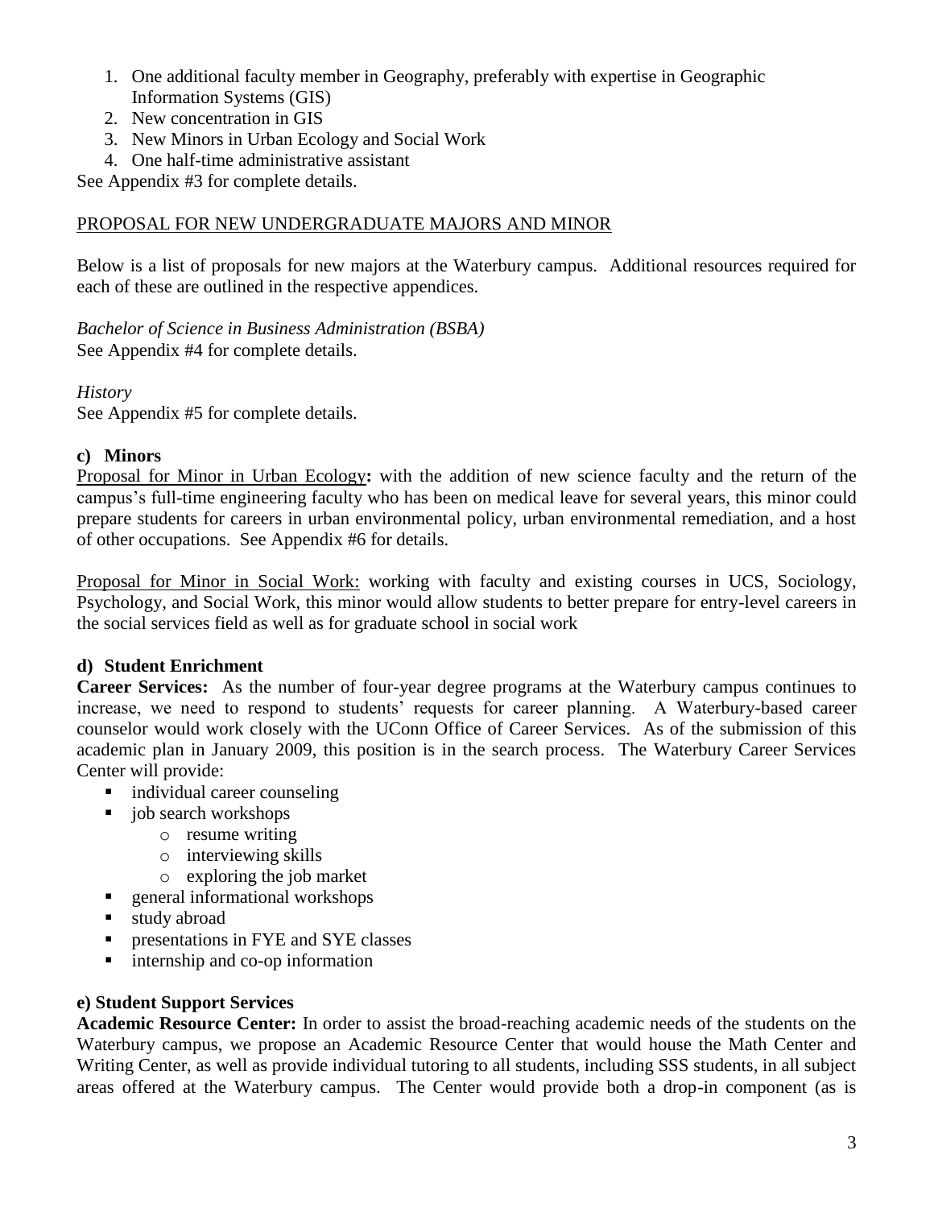1. One additional faculty member in Geography, preferably with expertise in Geographic Information Systems (GIS)
2. New concentration in GIS
3. New Minors in Urban Ecology and Social Work
4. One half-time administrative assistant

See Appendix #3 for complete details.

<u>PROPOSAL FOR NEW UNDERGRADUATE MAJORS AND MINOR</u>

Below is a list of proposals for new majors at the Waterbury campus. Additional resources required for each of these are outlined in the respective appendices.

*Bachelor of Science in Business Administration (BSBA)*
See Appendix #4 for complete details.

*History*
See Appendix #5 for complete details.

### c) Minors

<u>Proposal for Minor in Urban Ecology</u>**:** with the addition of new science faculty and the return of the campus's full-time engineering faculty who has been on medical leave for several years, this minor could prepare students for careers in urban environmental policy, urban environmental remediation, and a host of other occupations. See Appendix #6 for details.

<u>Proposal for Minor in Social Work:</u> working with faculty and existing courses in UCS, Sociology, Psychology, and Social Work, this minor would allow students to better prepare for entry-level careers in the social services field as well as for graduate school in social work

### d) Student Enrichment

**Career Services:** As the number of four-year degree programs at the Waterbury campus continues to increase, we need to respond to students' requests for career planning. A Waterbury-based career counselor would work closely with the UConn Office of Career Services. As of the submission of this academic plan in January 2009, this position is in the search process. The Waterbury Career Services Center will provide:

- individual career counseling
- job search workshops
  - resume writing
  - interviewing skills
  - exploring the job market
- general informational workshops
- study abroad
- presentations in FYE and SYE classes
- internship and co-op information

### e) Student Support Services

**Academic Resource Center:** In order to assist the broad-reaching academic needs of the students on the Waterbury campus, we propose an Academic Resource Center that would house the Math Center and Writing Center, as well as provide individual tutoring to all students, including SSS students, in all subject areas offered at the Waterbury campus. The Center would provide both a drop-in component (as is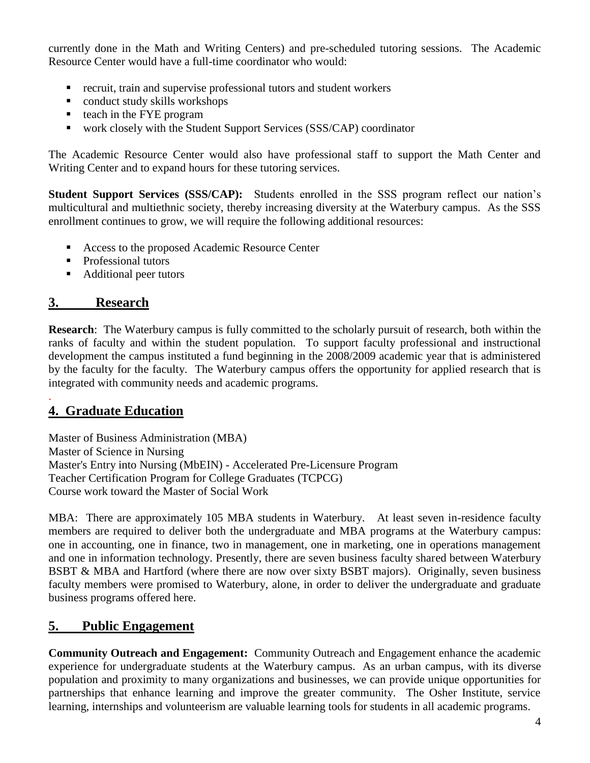currently done in the Math and Writing Centers) and pre-scheduled tutoring sessions. The Academic Resource Center would have a full-time coordinator who would:

- recruit, train and supervise professional tutors and student workers
- conduct study skills workshops
- teach in the FYE program
- work closely with the Student Support Services (SSS/CAP) coordinator

The Academic Resource Center would also have professional staff to support the Math Center and Writing Center and to expand hours for these tutoring services.

**Student Support Services (SSS/CAP):** Students enrolled in the SSS program reflect our nation's multicultural and multiethnic society, thereby increasing diversity at the Waterbury campus. As the SSS enrollment continues to grow, we will require the following additional resources:

- Access to the proposed Academic Resource Center
- Professional tutors
- Additional peer tutors

## 3. Research

**Research**: The Waterbury campus is fully committed to the scholarly pursuit of research, both within the ranks of faculty and within the student population. To support faculty professional and instructional development the campus instituted a fund beginning in the 2008/2009 academic year that is administered by the faculty for the faculty. The Waterbury campus offers the opportunity for applied research that is integrated with community needs and academic programs.

## 4. Graduate Education

Master of Business Administration (MBA)
Master of Science in Nursing
Master's Entry into Nursing (MbEIN) - Accelerated Pre-Licensure Program
Teacher Certification Program for College Graduates (TCPCG)
Course work toward the Master of Social Work

MBA: There are approximately 105 MBA students in Waterbury. At least seven in-residence faculty members are required to deliver both the undergraduate and MBA programs at the Waterbury campus: one in accounting, one in finance, two in management, one in marketing, one in operations management and one in information technology. Presently, there are seven business faculty shared between Waterbury BSBT & MBA and Hartford (where there are now over sixty BSBT majors). Originally, seven business faculty members were promised to Waterbury, alone, in order to deliver the undergraduate and graduate business programs offered here.

## 5. Public Engagement

**Community Outreach and Engagement:** Community Outreach and Engagement enhance the academic experience for undergraduate students at the Waterbury campus. As an urban campus, with its diverse population and proximity to many organizations and businesses, we can provide unique opportunities for partnerships that enhance learning and improve the greater community. The Osher Institute, service learning, internships and volunteerism are valuable learning tools for students in all academic programs.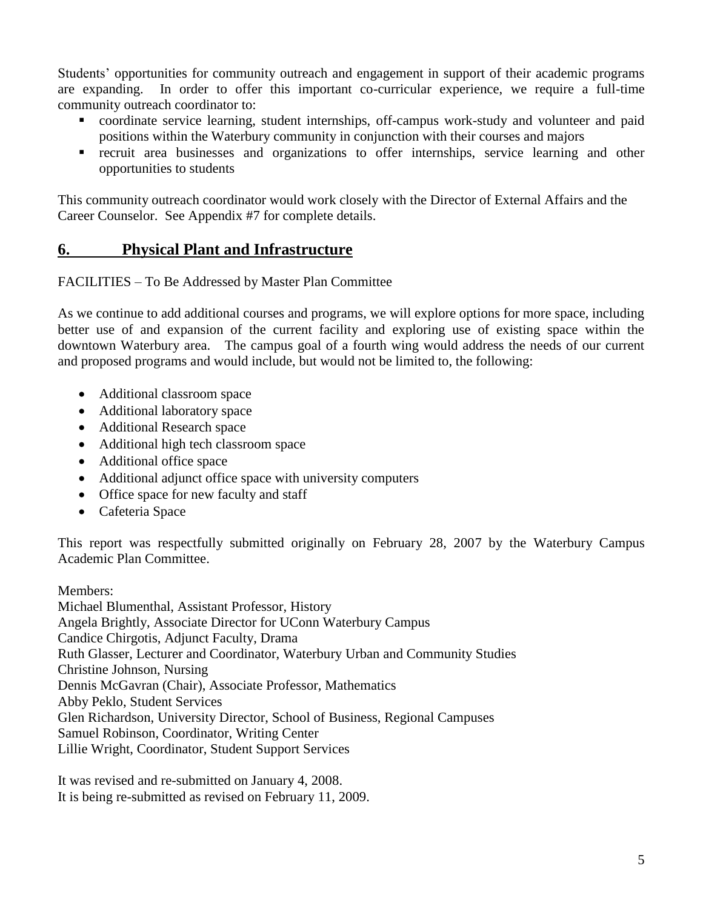Students' opportunities for community outreach and engagement in support of their academic programs are expanding. In order to offer this important co-curricular experience, we require a full-time community outreach coordinator to:

- coordinate service learning, student internships, off-campus work-study and volunteer and paid positions within the Waterbury community in conjunction with their courses and majors
- recruit area businesses and organizations to offer internships, service learning and other opportunities to students

This community outreach coordinator would work closely with the Director of External Affairs and the Career Counselor. See Appendix #7 for complete details.

## 6. Physical Plant and Infrastructure

FACILITIES – To Be Addressed by Master Plan Committee

As we continue to add additional courses and programs, we will explore options for more space, including better use of and expansion of the current facility and exploring use of existing space within the downtown Waterbury area. The campus goal of a fourth wing would address the needs of our current and proposed programs and would include, but would not be limited to, the following:

- Additional classroom space
- Additional laboratory space
- Additional Research space
- Additional high tech classroom space
- Additional office space
- Additional adjunct office space with university computers
- Office space for new faculty and staff
- Cafeteria Space

This report was respectfully submitted originally on February 28, 2007 by the Waterbury Campus Academic Plan Committee.

Members:
Michael Blumenthal, Assistant Professor, History
Angela Brightly, Associate Director for UConn Waterbury Campus
Candice Chirgotis, Adjunct Faculty, Drama
Ruth Glasser, Lecturer and Coordinator, Waterbury Urban and Community Studies
Christine Johnson, Nursing
Dennis McGavran (Chair), Associate Professor, Mathematics
Abby Peklo, Student Services
Glen Richardson, University Director, School of Business, Regional Campuses
Samuel Robinson, Coordinator, Writing Center
Lillie Wright, Coordinator, Student Support Services

It was revised and re-submitted on January 4, 2008.
It is being re-submitted as revised on February 11, 2009.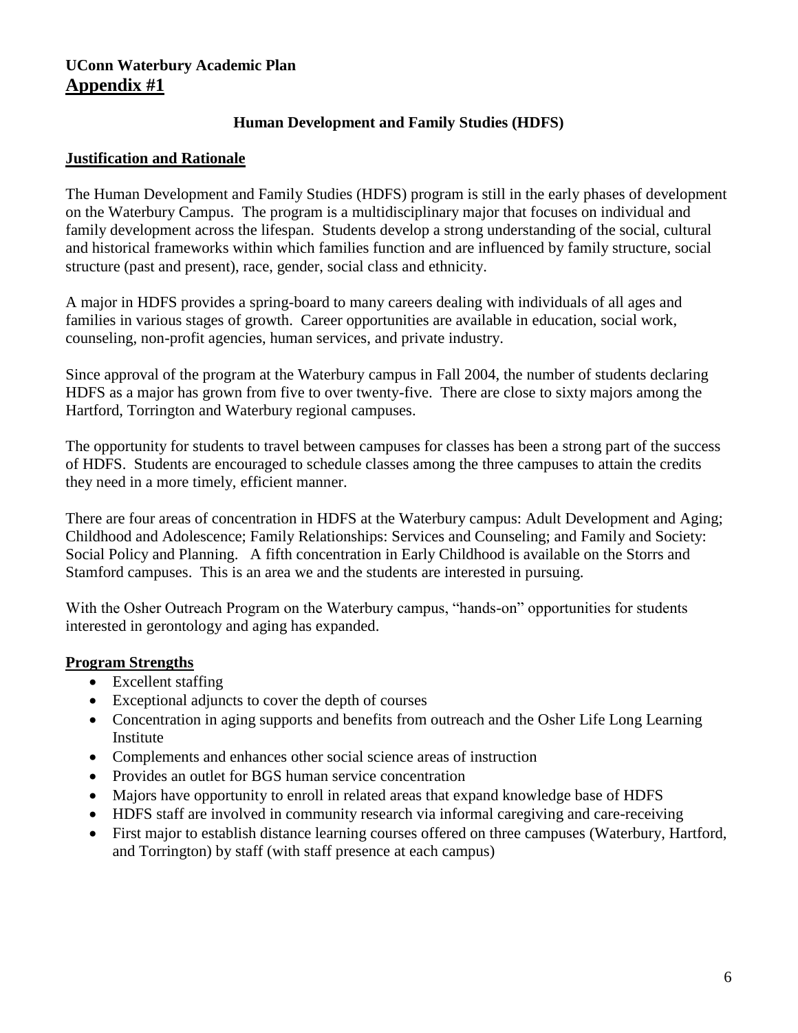**UConn Waterbury Academic Plan**
## Appendix #1

### Human Development and Family Studies (HDFS)

#### Justification and Rationale

The Human Development and Family Studies (HDFS) program is still in the early phases of development on the Waterbury Campus. The program is a multidisciplinary major that focuses on individual and family development across the lifespan. Students develop a strong understanding of the social, cultural and historical frameworks within which families function and are influenced by family structure, social structure (past and present), race, gender, social class and ethnicity.

A major in HDFS provides a spring-board to many careers dealing with individuals of all ages and families in various stages of growth. Career opportunities are available in education, social work, counseling, non-profit agencies, human services, and private industry.

Since approval of the program at the Waterbury campus in Fall 2004, the number of students declaring HDFS as a major has grown from five to over twenty-five. There are close to sixty majors among the Hartford, Torrington and Waterbury regional campuses.

The opportunity for students to travel between campuses for classes has been a strong part of the success of HDFS. Students are encouraged to schedule classes among the three campuses to attain the credits they need in a more timely, efficient manner.

There are four areas of concentration in HDFS at the Waterbury campus: Adult Development and Aging; Childhood and Adolescence; Family Relationships: Services and Counseling; and Family and Society: Social Policy and Planning. A fifth concentration in Early Childhood is available on the Storrs and Stamford campuses. This is an area we and the students are interested in pursuing.

With the Osher Outreach Program on the Waterbury campus, "hands-on" opportunities for students interested in gerontology and aging has expanded.

#### Program Strengths

- Excellent staffing
- Exceptional adjuncts to cover the depth of courses
- Concentration in aging supports and benefits from outreach and the Osher Life Long Learning Institute
- Complements and enhances other social science areas of instruction
- Provides an outlet for BGS human service concentration
- Majors have opportunity to enroll in related areas that expand knowledge base of HDFS
- HDFS staff are involved in community research via informal caregiving and care-receiving
- First major to establish distance learning courses offered on three campuses (Waterbury, Hartford, and Torrington) by staff (with staff presence at each campus)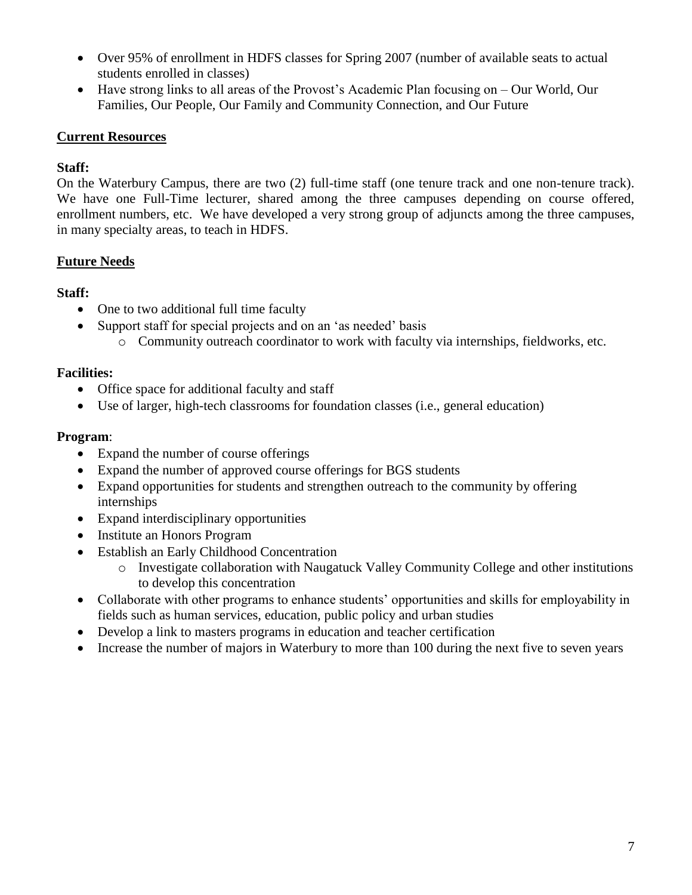- Over 95% of enrollment in HDFS classes for Spring 2007 (number of available seats to actual students enrolled in classes)
- Have strong links to all areas of the Provost's Academic Plan focusing on – Our World, Our Families, Our People, Our Family and Community Connection, and Our Future

## Current Resources

**Staff:**

On the Waterbury Campus, there are two (2) full-time staff (one tenure track and one non-tenure track). We have one Full-Time lecturer, shared among the three campuses depending on course offered, enrollment numbers, etc. We have developed a very strong group of adjuncts among the three campuses, in many specialty areas, to teach in HDFS.

## Future Needs

**Staff:**

- One to two additional full time faculty
- Support staff for special projects and on an 'as needed' basis
  - Community outreach coordinator to work with faculty via internships, fieldworks, etc.

**Facilities:**

- Office space for additional faculty and staff
- Use of larger, high-tech classrooms for foundation classes (i.e., general education)

**Program**:

- Expand the number of course offerings
- Expand the number of approved course offerings for BGS students
- Expand opportunities for students and strengthen outreach to the community by offering internships
- Expand interdisciplinary opportunities
- Institute an Honors Program
- Establish an Early Childhood Concentration
  - Investigate collaboration with Naugatuck Valley Community College and other institutions to develop this concentration
- Collaborate with other programs to enhance students' opportunities and skills for employability in fields such as human services, education, public policy and urban studies
- Develop a link to masters programs in education and teacher certification
- Increase the number of majors in Waterbury to more than 100 during the next five to seven years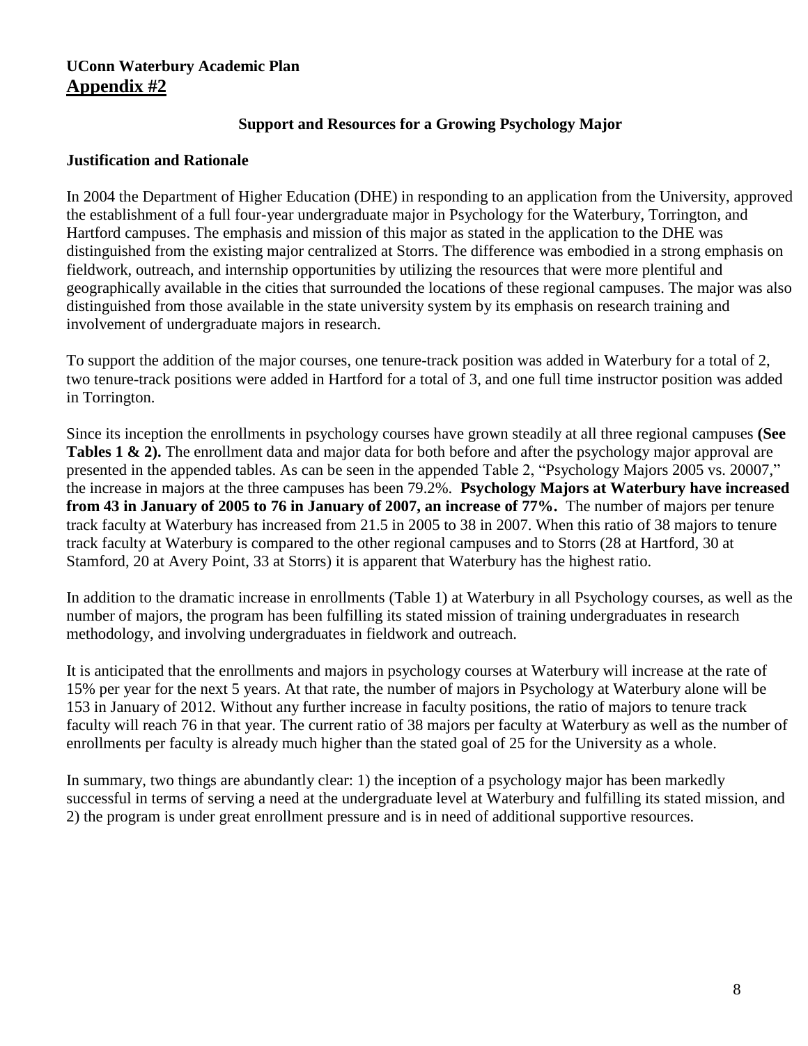**UConn Waterbury Academic Plan**
**Appendix #2**

### Support and Resources for a Growing Psychology Major

**Justification and Rationale**

In 2004 the Department of Higher Education (DHE) in responding to an application from the University, approved the establishment of a full four-year undergraduate major in Psychology for the Waterbury, Torrington, and Hartford campuses. The emphasis and mission of this major as stated in the application to the DHE was distinguished from the existing major centralized at Storrs. The difference was embodied in a strong emphasis on fieldwork, outreach, and internship opportunities by utilizing the resources that were more plentiful and geographically available in the cities that surrounded the locations of these regional campuses. The major was also distinguished from those available in the state university system by its emphasis on research training and involvement of undergraduate majors in research.

To support the addition of the major courses, one tenure-track position was added in Waterbury for a total of 2, two tenure-track positions were added in Hartford for a total of 3, and one full time instructor position was added in Torrington.

Since its inception the enrollments in psychology courses have grown steadily at all three regional campuses **(See Tables 1 & 2).** The enrollment data and major data for both before and after the psychology major approval are presented in the appended tables. As can be seen in the appended Table 2, "Psychology Majors 2005 vs. 20007," the increase in majors at the three campuses has been 79.2%. **Psychology Majors at Waterbury have increased from 43 in January of 2005 to 76 in January of 2007, an increase of 77%.** The number of majors per tenure track faculty at Waterbury has increased from 21.5 in 2005 to 38 in 2007. When this ratio of 38 majors to tenure track faculty at Waterbury is compared to the other regional campuses and to Storrs (28 at Hartford, 30 at Stamford, 20 at Avery Point, 33 at Storrs) it is apparent that Waterbury has the highest ratio.

In addition to the dramatic increase in enrollments (Table 1) at Waterbury in all Psychology courses, as well as the number of majors, the program has been fulfilling its stated mission of training undergraduates in research methodology, and involving undergraduates in fieldwork and outreach.

It is anticipated that the enrollments and majors in psychology courses at Waterbury will increase at the rate of 15% per year for the next 5 years. At that rate, the number of majors in Psychology at Waterbury alone will be 153 in January of 2012. Without any further increase in faculty positions, the ratio of majors to tenure track faculty will reach 76 in that year. The current ratio of 38 majors per faculty at Waterbury as well as the number of enrollments per faculty is already much higher than the stated goal of 25 for the University as a whole.

In summary, two things are abundantly clear: 1) the inception of a psychology major has been markedly successful in terms of serving a need at the undergraduate level at Waterbury and fulfilling its stated mission, and 2) the program is under great enrollment pressure and is in need of additional supportive resources.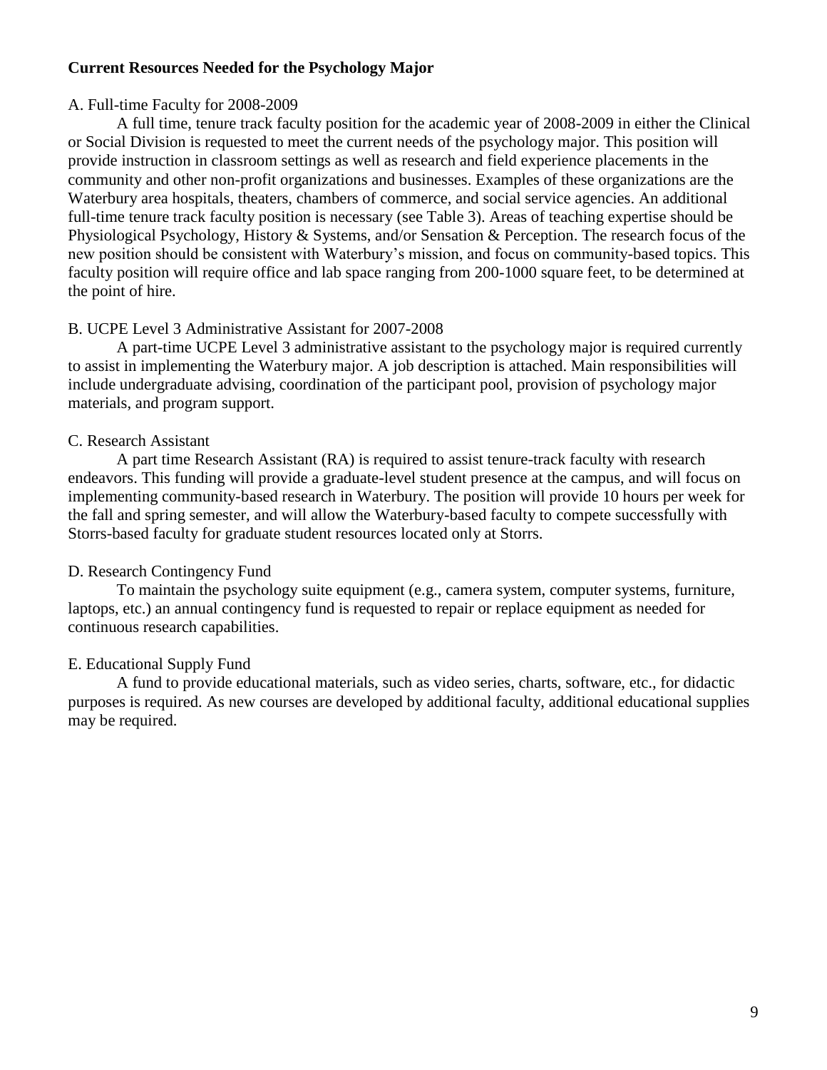## Current Resources Needed for the Psychology Major

A. Full-time Faculty for 2008-2009

A full time, tenure track faculty position for the academic year of 2008-2009 in either the Clinical or Social Division is requested to meet the current needs of the psychology major. This position will provide instruction in classroom settings as well as research and field experience placements in the community and other non-profit organizations and businesses. Examples of these organizations are the Waterbury area hospitals, theaters, chambers of commerce, and social service agencies. An additional full-time tenure track faculty position is necessary (see Table 3). Areas of teaching expertise should be Physiological Psychology, History & Systems, and/or Sensation & Perception. The research focus of the new position should be consistent with Waterbury's mission, and focus on community-based topics. This faculty position will require office and lab space ranging from 200-1000 square feet, to be determined at the point of hire.

B. UCPE Level 3 Administrative Assistant for 2007-2008

A part-time UCPE Level 3 administrative assistant to the psychology major is required currently to assist in implementing the Waterbury major. A job description is attached. Main responsibilities will include undergraduate advising, coordination of the participant pool, provision of psychology major materials, and program support.

C. Research Assistant

A part time Research Assistant (RA) is required to assist tenure-track faculty with research endeavors. This funding will provide a graduate-level student presence at the campus, and will focus on implementing community-based research in Waterbury. The position will provide 10 hours per week for the fall and spring semester, and will allow the Waterbury-based faculty to compete successfully with Storrs-based faculty for graduate student resources located only at Storrs.

D. Research Contingency Fund

To maintain the psychology suite equipment (e.g., camera system, computer systems, furniture, laptops, etc.) an annual contingency fund is requested to repair or replace equipment as needed for continuous research capabilities.

E. Educational Supply Fund

A fund to provide educational materials, such as video series, charts, software, etc., for didactic purposes is required. As new courses are developed by additional faculty, additional educational supplies may be required.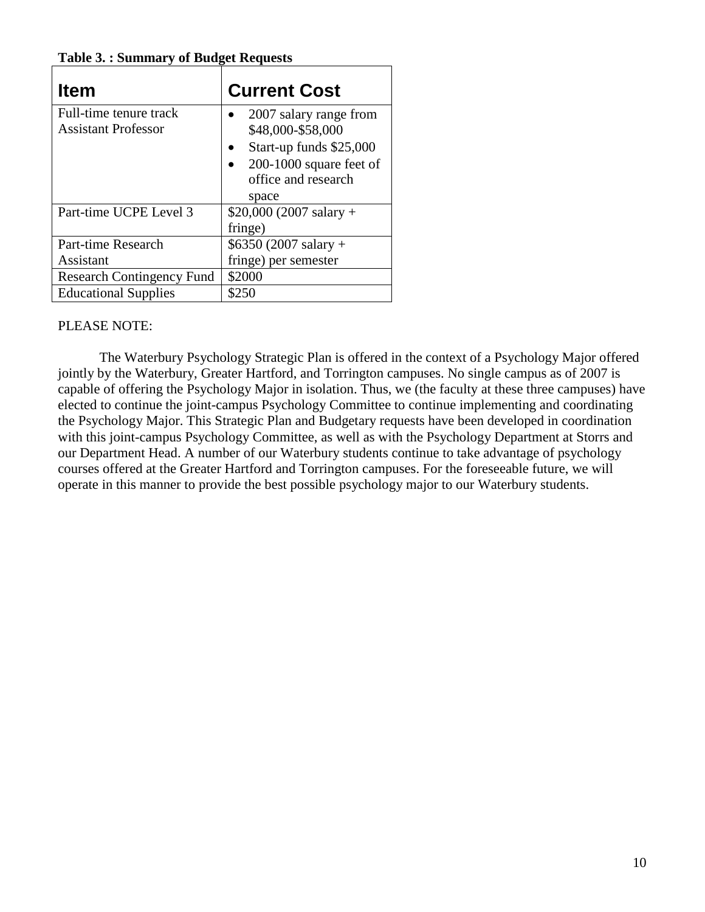**Table 3. : Summary of Budget Requests**

| Item | Current Cost |
|---|---|
| Full-time tenure track Assistant Professor | • 2007 salary range from \$48,000-\$58,000<br>• Start-up funds \$25,000<br>• 200-1000 square feet of office and research space |
| Part-time UCPE Level 3 | \$20,000 (2007 salary + fringe) |
| Part-time Research Assistant | \$6350 (2007 salary + fringe) per semester |
| Research Contingency Fund | \$2000 |
| Educational Supplies | \$250 |

PLEASE NOTE:

The Waterbury Psychology Strategic Plan is offered in the context of a Psychology Major offered jointly by the Waterbury, Greater Hartford, and Torrington campuses. No single campus as of 2007 is capable of offering the Psychology Major in isolation. Thus, we (the faculty at these three campuses) have elected to continue the joint-campus Psychology Committee to continue implementing and coordinating the Psychology Major. This Strategic Plan and Budgetary requests have been developed in coordination with this joint-campus Psychology Committee, as well as with the Psychology Department at Storrs and our Department Head. A number of our Waterbury students continue to take advantage of psychology courses offered at the Greater Hartford and Torrington campuses. For the foreseeable future, we will operate in this manner to provide the best possible psychology major to our Waterbury students.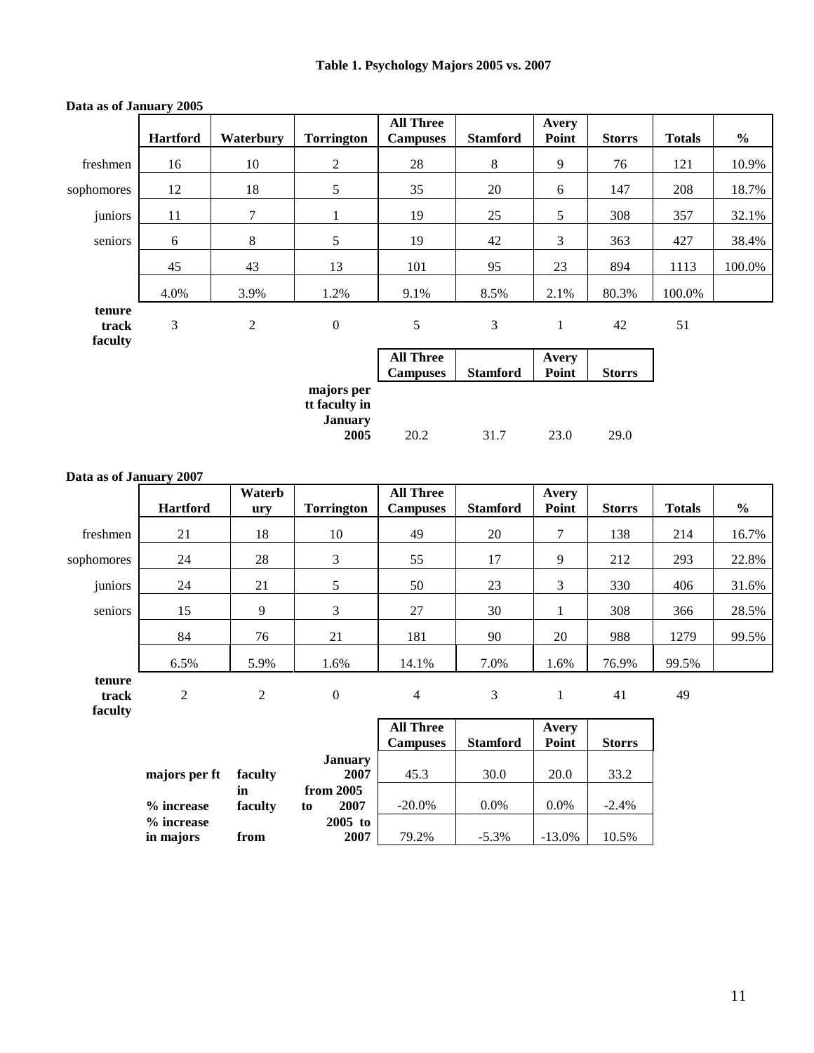**Table 1. Psychology Majors 2005 vs. 2007**

**Data as of January 2005**

| | Hartford | Waterbury | Torrington | All Three Campuses | Stamford | Avery Point | Storrs | Totals | % |
|---|---|---|---|---|---|---|---|---|---|
| freshmen | 16 | 10 | 2 | 28 | 8 | 9 | 76 | 121 | 10.9% |
| sophomores | 12 | 18 | 5 | 35 | 20 | 6 | 147 | 208 | 18.7% |
| juniors | 11 | 7 | 1 | 19 | 25 | 5 | 308 | 357 | 32.1% |
| seniors | 6 | 8 | 5 | 19 | 42 | 3 | 363 | 427 | 38.4% |
| | 45 | 43 | 13 | 101 | 95 | 23 | 894 | 1113 | 100.0% |
| | 4.0% | 3.9% | 1.2% | 9.1% | 8.5% | 2.1% | 80.3% | 100.0% | |
| **tenure track faculty** | 3 | 2 | 0 | 5 | 3 | 1 | 42 | 51 | |

| | All Three Campuses | Stamford | Avery Point | Storrs |
|---|---|---|---|---|
| **majors per tt faculty in January 2005** | 20.2 | 31.7 | 23.0 | 29.0 |

**Data as of January 2007**

| | Hartford | Waterbury | Torrington | All Three Campuses | Stamford | Avery Point | Storrs | Totals | % |
|---|---|---|---|---|---|---|---|---|---|
| freshmen | 21 | 18 | 10 | 49 | 20 | 7 | 138 | 214 | 16.7% |
| sophomores | 24 | 28 | 3 | 55 | 17 | 9 | 212 | 293 | 22.8% |
| juniors | 24 | 21 | 5 | 50 | 23 | 3 | 330 | 406 | 31.6% |
| seniors | 15 | 9 | 3 | 27 | 30 | 1 | 308 | 366 | 28.5% |
| | 84 | 76 | 21 | 181 | 90 | 20 | 988 | 1279 | 99.5% |
| | 6.5% | 5.9% | 1.6% | 14.1% | 7.0% | 1.6% | 76.9% | 99.5% | |
| **tenure track faculty** | 2 | 2 | 0 | 4 | 3 | 1 | 41 | 49 | |

| | All Three Campuses | Stamford | Avery Point | Storrs |
|---|---|---|---|---|
| **majors per ft faculty January 2007** | 45.3 | 30.0 | 20.0 | 33.2 |
| **% increase in faculty from 2005 to 2007** | -20.0% | 0.0% | 0.0% | -2.4% |
| **% increase in majors from 2005 to 2007** | 79.2% | -5.3% | -13.0% | 10.5% |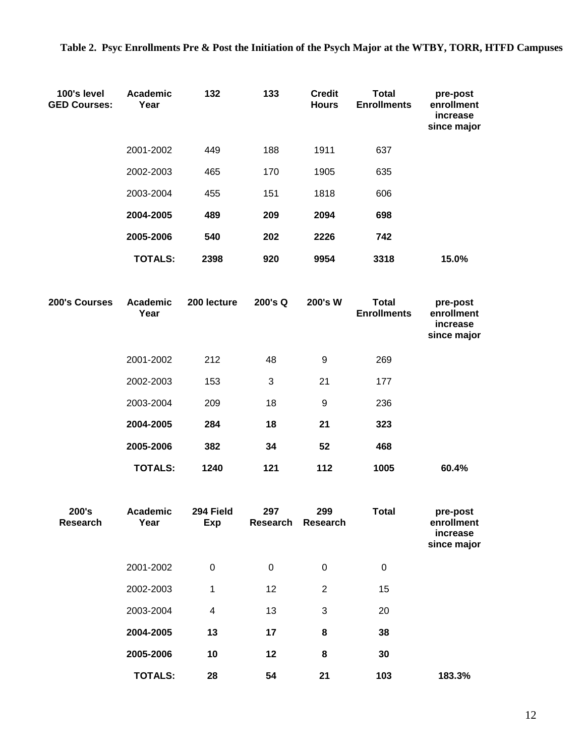**Table 2. Psyc Enrollments Pre & Post the Initiation of the Psych Major at the WTBY, TORR, HTFD Campuses**

| 100's level GED Courses: | Academic Year | 132 | 133 | Credit Hours | Total Enrollments | pre-post enrollment increase since major |
|---|---|---|---|---|---|---|
| | 2001-2002 | 449 | 188 | 1911 | 637 | |
| | 2002-2003 | 465 | 170 | 1905 | 635 | |
| | 2003-2004 | 455 | 151 | 1818 | 606 | |
| | **2004-2005** | **489** | **209** | **2094** | **698** | |
| | **2005-2006** | **540** | **202** | **2226** | **742** | |
| | **TOTALS:** | **2398** | **920** | **9954** | **3318** | **15.0%** |

| 200's Courses | Academic Year | 200 lecture | 200's Q | 200's W | Total Enrollments | pre-post enrollment increase since major |
|---|---|---|---|---|---|---|
| | 2001-2002 | 212 | 48 | 9 | 269 | |
| | 2002-2003 | 153 | 3 | 21 | 177 | |
| | 2003-2004 | 209 | 18 | 9 | 236 | |
| | **2004-2005** | **284** | **18** | **21** | **323** | |
| | **2005-2006** | **382** | **34** | **52** | **468** | |
| | **TOTALS:** | **1240** | **121** | **112** | **1005** | **60.4%** |

| 200's Research | Academic Year | 294 Field Exp | 297 Research | 299 Research | Total | pre-post enrollment increase since major |
|---|---|---|---|---|---|---|
| | 2001-2002 | 0 | 0 | 0 | 0 | |
| | 2002-2003 | 1 | 12 | 2 | 15 | |
| | 2003-2004 | 4 | 13 | 3 | 20 | |
| | **2004-2005** | **13** | **17** | **8** | **38** | |
| | **2005-2006** | **10** | **12** | **8** | **30** | |
| | **TOTALS:** | **28** | **54** | **21** | **103** | **183.3%** |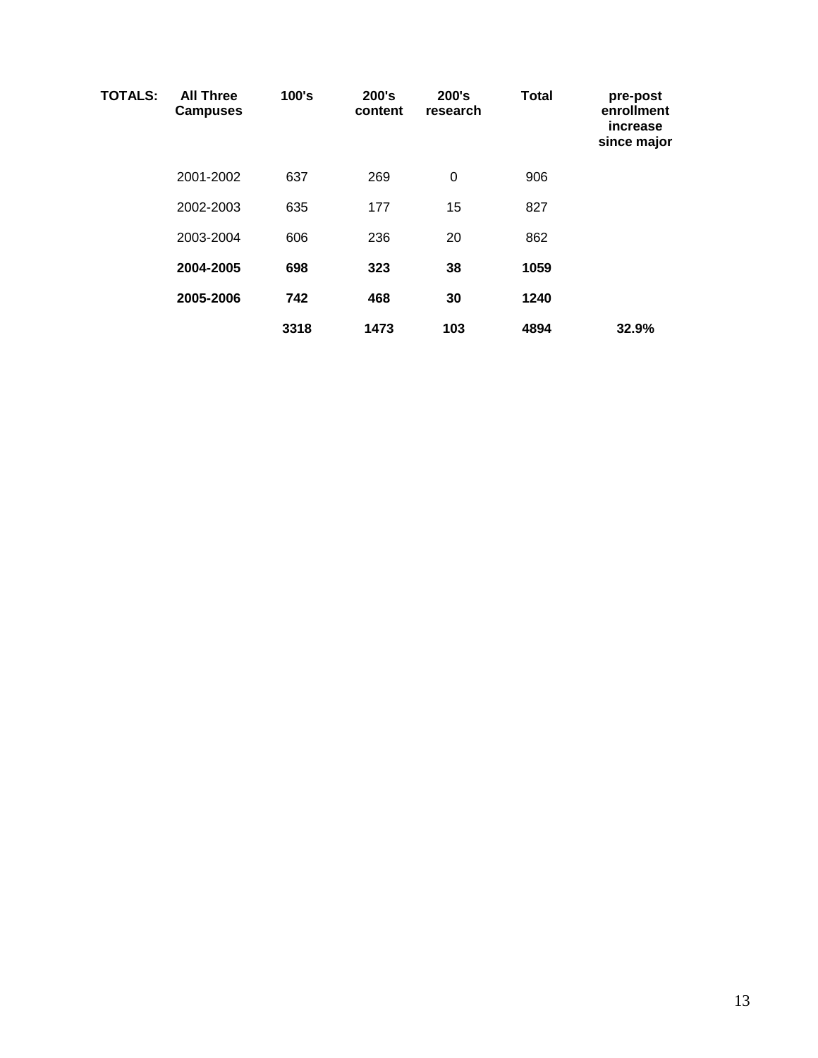| TOTALS: | All Three Campuses | 100's | 200's content | 200's research | Total | pre-post enrollment increase since major |
|---|---|---|---|---|---|---|
| | 2001-2002 | 637 | 269 | 0 | 906 | |
| | 2002-2003 | 635 | 177 | 15 | 827 | |
| | 2003-2004 | 606 | 236 | 20 | 862 | |
| | **2004-2005** | **698** | **323** | **38** | **1059** | |
| | **2005-2006** | **742** | **468** | **30** | **1240** | |
| | | **3318** | **1473** | **103** | **4894** | **32.9%** |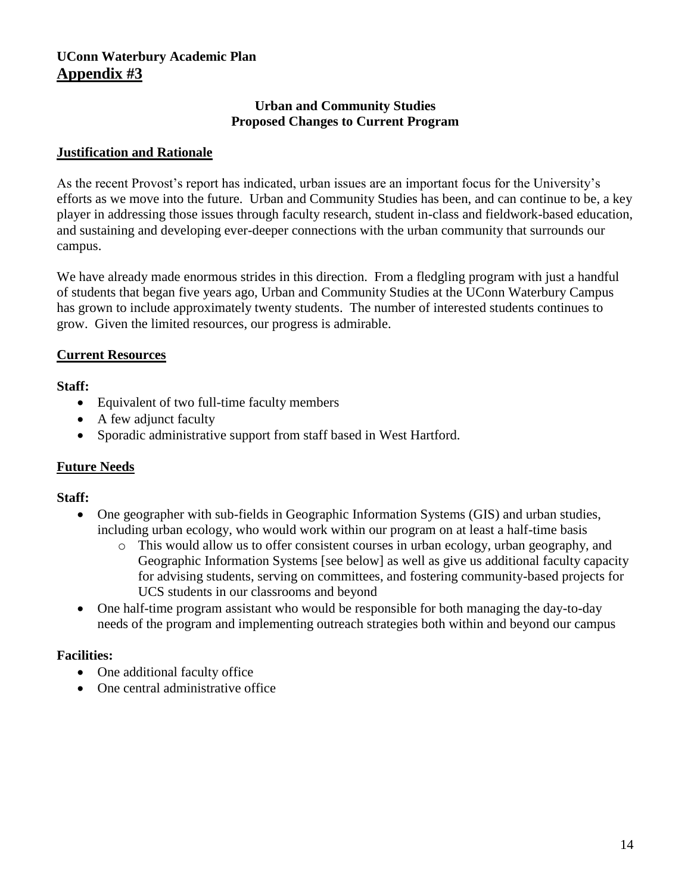**UConn Waterbury Academic Plan**
**Appendix #3**

**Urban and Community Studies**
**Proposed Changes to Current Program**

## Justification and Rationale

As the recent Provost's report has indicated, urban issues are an important focus for the University's efforts as we move into the future. Urban and Community Studies has been, and can continue to be, a key player in addressing those issues through faculty research, student in-class and fieldwork-based education, and sustaining and developing ever-deeper connections with the urban community that surrounds our campus.

We have already made enormous strides in this direction. From a fledgling program with just a handful of students that began five years ago, Urban and Community Studies at the UConn Waterbury Campus has grown to include approximately twenty students. The number of interested students continues to grow. Given the limited resources, our progress is admirable.

## Current Resources

**Staff:**

- Equivalent of two full-time faculty members
- A few adjunct faculty
- Sporadic administrative support from staff based in West Hartford.

## Future Needs

**Staff:**

- One geographer with sub-fields in Geographic Information Systems (GIS) and urban studies, including urban ecology, who would work within our program on at least a half-time basis
  - This would allow us to offer consistent courses in urban ecology, urban geography, and Geographic Information Systems [see below] as well as give us additional faculty capacity for advising students, serving on committees, and fostering community-based projects for UCS students in our classrooms and beyond
- One half-time program assistant who would be responsible for both managing the day-to-day needs of the program and implementing outreach strategies both within and beyond our campus

**Facilities:**

- One additional faculty office
- One central administrative office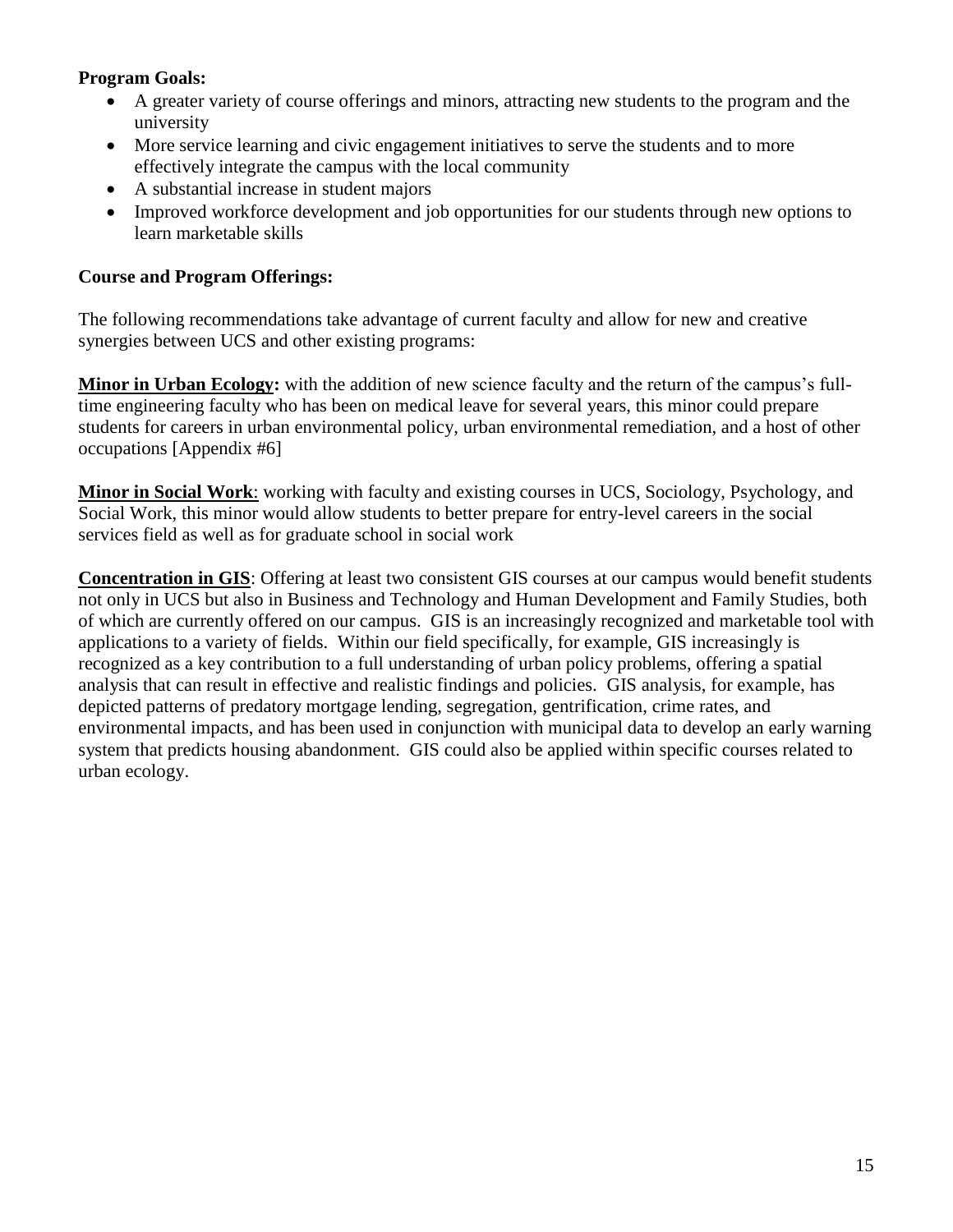**Program Goals:**

- A greater variety of course offerings and minors, attracting new students to the program and the university
- More service learning and civic engagement initiatives to serve the students and to more effectively integrate the campus with the local community
- A substantial increase in student majors
- Improved workforce development and job opportunities for our students through new options to learn marketable skills

**Course and Program Offerings:**

The following recommendations take advantage of current faculty and allow for new and creative synergies between UCS and other existing programs:

**Minor in Urban Ecology:** with the addition of new science faculty and the return of the campus's full-time engineering faculty who has been on medical leave for several years, this minor could prepare students for careers in urban environmental policy, urban environmental remediation, and a host of other occupations [Appendix #6]

**Minor in Social Work**: working with faculty and existing courses in UCS, Sociology, Psychology, and Social Work, this minor would allow students to better prepare for entry-level careers in the social services field as well as for graduate school in social work

**Concentration in GIS**: Offering at least two consistent GIS courses at our campus would benefit students not only in UCS but also in Business and Technology and Human Development and Family Studies, both of which are currently offered on our campus. GIS is an increasingly recognized and marketable tool with applications to a variety of fields. Within our field specifically, for example, GIS increasingly is recognized as a key contribution to a full understanding of urban policy problems, offering a spatial analysis that can result in effective and realistic findings and policies. GIS analysis, for example, has depicted patterns of predatory mortgage lending, segregation, gentrification, crime rates, and environmental impacts, and has been used in conjunction with municipal data to develop an early warning system that predicts housing abandonment. GIS could also be applied within specific courses related to urban ecology.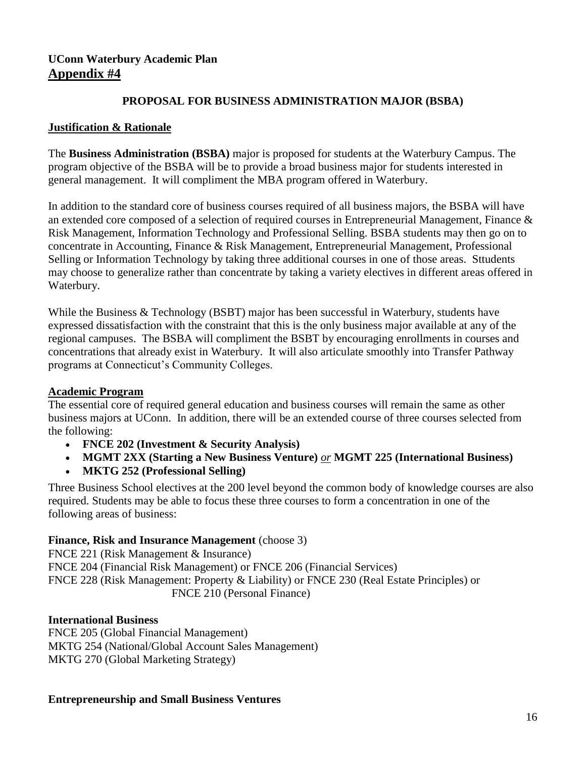**UConn Waterbury Academic Plan**
## Appendix #4

### PROPOSAL FOR BUSINESS ADMINISTRATION MAJOR (BSBA)

**Justification & Rationale**

The **Business Administration (BSBA)** major is proposed for students at the Waterbury Campus. The program objective of the BSBA will be to provide a broad business major for students interested in general management. It will compliment the MBA program offered in Waterbury.

In addition to the standard core of business courses required of all business majors, the BSBA will have an extended core composed of a selection of required courses in Entrepreneurial Management, Finance & Risk Management, Information Technology and Professional Selling. BSBA students may then go on to concentrate in Accounting, Finance & Risk Management, Entrepreneurial Management, Professional Selling or Information Technology by taking three additional courses in one of those areas. Sttudents may choose to generalize rather than concentrate by taking a variety electives in different areas offered in Waterbury.

While the Business & Technology (BSBT) major has been successful in Waterbury, students have expressed dissatisfaction with the constraint that this is the only business major available at any of the regional campuses. The BSBA will compliment the BSBT by encouraging enrollments in courses and concentrations that already exist in Waterbury. It will also articulate smoothly into Transfer Pathway programs at Connecticut's Community Colleges.

**Academic Program**

The essential core of required general education and business courses will remain the same as other business majors at UConn. In addition, there will be an extended course of three courses selected from the following:

- **FNCE 202 (Investment & Security Analysis)**
- **MGMT 2XX (Starting a New Business Venture)** *or* **MGMT 225 (International Business)**
- **MKTG 252 (Professional Selling)**

Three Business School electives at the 200 level beyond the common body of knowledge courses are also required. Students may be able to focus these three courses to form a concentration in one of the following areas of business:

**Finance, Risk and Insurance Management** (choose 3)
FNCE 221 (Risk Management & Insurance)
FNCE 204 (Financial Risk Management) or FNCE 206 (Financial Services)
FNCE 228 (Risk Management: Property & Liability) or FNCE 230 (Real Estate Principles) or FNCE 210 (Personal Finance)

**International Business**
FNCE 205 (Global Financial Management)
MKTG 254 (National/Global Account Sales Management)
MKTG 270 (Global Marketing Strategy)

**Entrepreneurship and Small Business Ventures**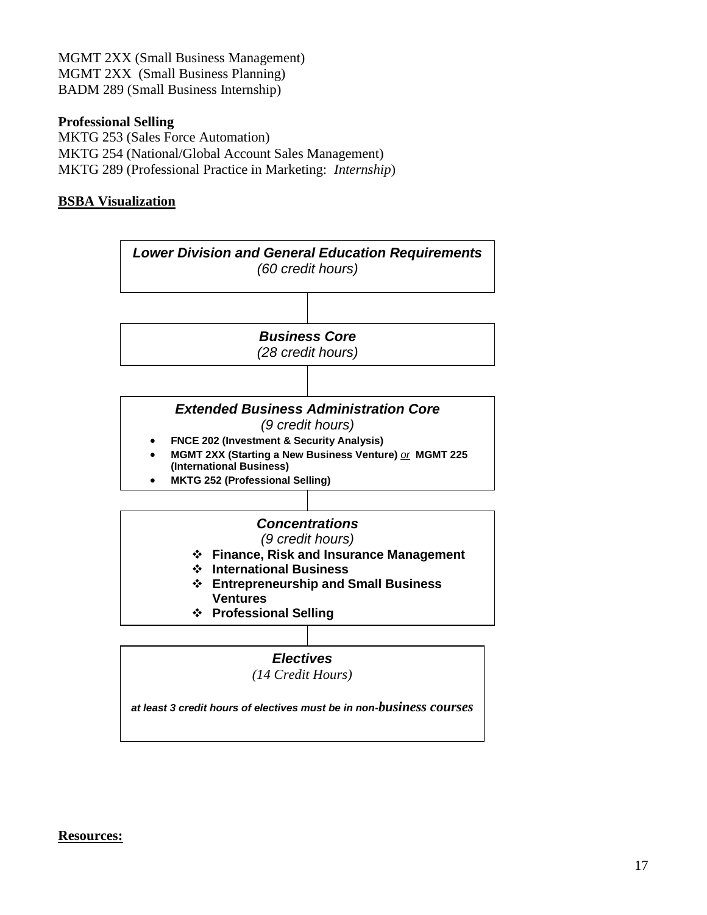MGMT 2XX (Small Business Management)
MGMT 2XX (Small Business Planning)
BADM 289 (Small Business Internship)

**Professional Selling**
MKTG 253 (Sales Force Automation)
MKTG 254 (National/Global Account Sales Management)
MKTG 289 (Professional Practice in Marketing: *Internship*)

**BSBA Visualization**

***Lower Division and General Education Requirements***
*(60 credit hours)*

***Business Core***
*(28 credit hours)*

***Extended Business Administration Core***
*(9 credit hours)*

- **FNCE 202 (Investment & Security Analysis)**
- **MGMT 2XX (Starting a New Business Venture)** *or* **MGMT 225 (International Business)**
- **MKTG 252 (Professional Selling)**

***Concentrations***
*(9 credit hours)*

- **Finance, Risk and Insurance Management**
- **International Business**
- **Entrepreneurship and Small Business Ventures**
- **Professional Selling**

***Electives***
*(14 Credit Hours)*

***at least 3 credit hours of electives must be in non-business courses***

**Resources:**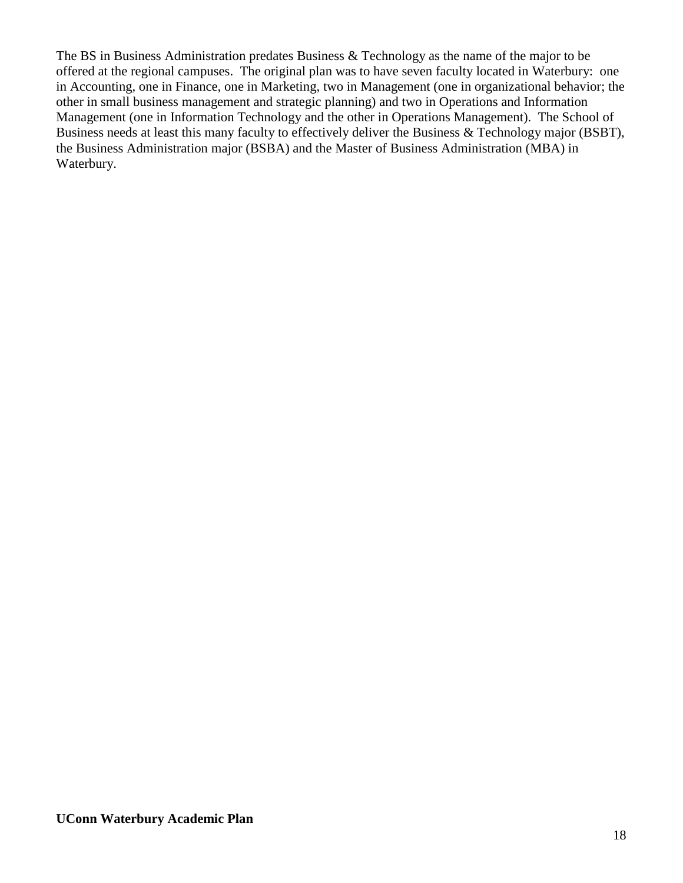The BS in Business Administration predates Business & Technology as the name of the major to be offered at the regional campuses. The original plan was to have seven faculty located in Waterbury: one in Accounting, one in Finance, one in Marketing, two in Management (one in organizational behavior; the other in small business management and strategic planning) and two in Operations and Information Management (one in Information Technology and the other in Operations Management). The School of Business needs at least this many faculty to effectively deliver the Business & Technology major (BSBT), the Business Administration major (BSBA) and the Master of Business Administration (MBA) in Waterbury.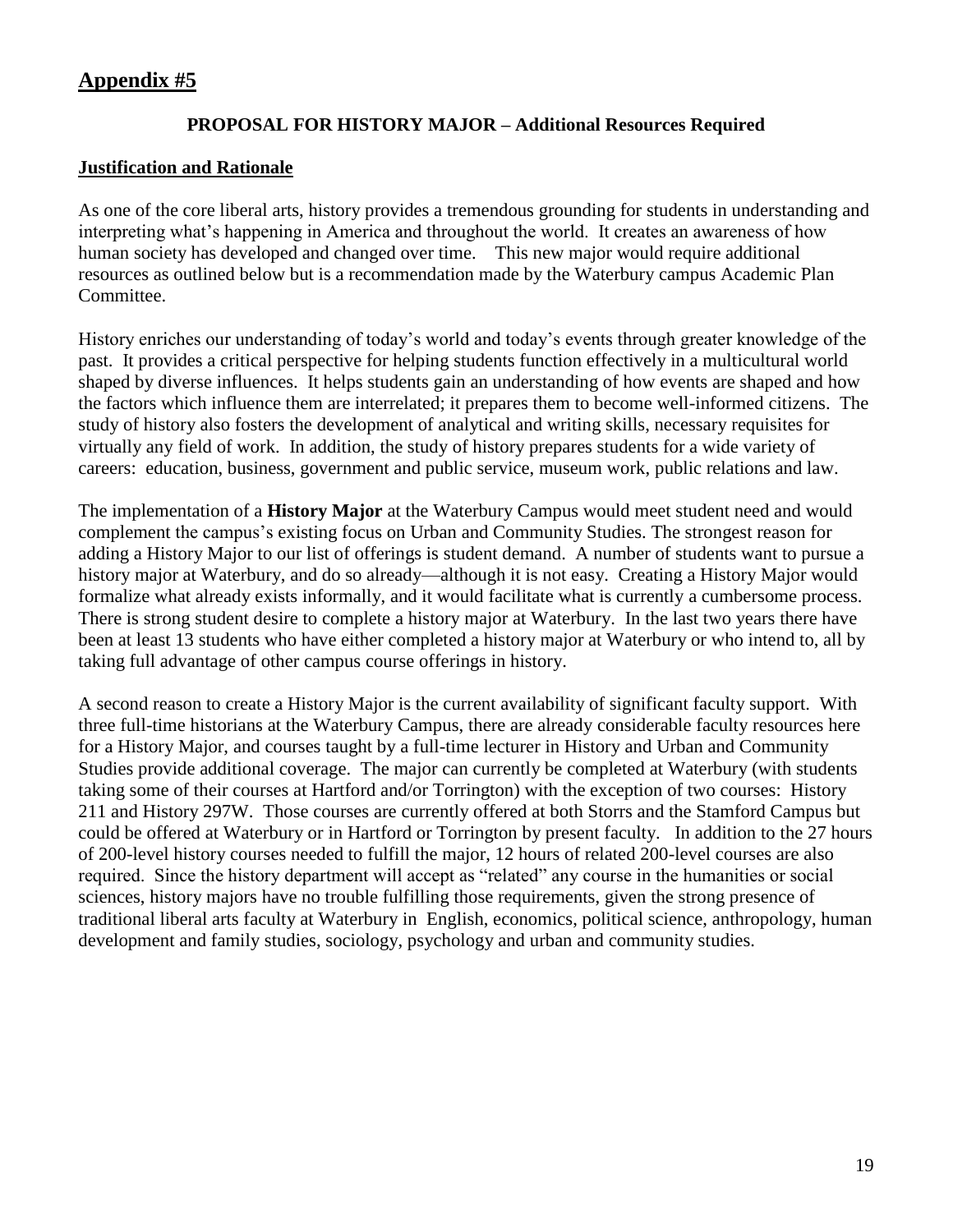## Appendix #5

### PROPOSAL FOR HISTORY MAJOR – Additional Resources Required

**Justification and Rationale**

As one of the core liberal arts, history provides a tremendous grounding for students in understanding and interpreting what's happening in America and throughout the world. It creates an awareness of how human society has developed and changed over time. This new major would require additional resources as outlined below but is a recommendation made by the Waterbury campus Academic Plan Committee.

History enriches our understanding of today's world and today's events through greater knowledge of the past. It provides a critical perspective for helping students function effectively in a multicultural world shaped by diverse influences. It helps students gain an understanding of how events are shaped and how the factors which influence them are interrelated; it prepares them to become well-informed citizens. The study of history also fosters the development of analytical and writing skills, necessary requisites for virtually any field of work. In addition, the study of history prepares students for a wide variety of careers: education, business, government and public service, museum work, public relations and law.

The implementation of a **History Major** at the Waterbury Campus would meet student need and would complement the campus's existing focus on Urban and Community Studies. The strongest reason for adding a History Major to our list of offerings is student demand. A number of students want to pursue a history major at Waterbury, and do so already—although it is not easy. Creating a History Major would formalize what already exists informally, and it would facilitate what is currently a cumbersome process. There is strong student desire to complete a history major at Waterbury. In the last two years there have been at least 13 students who have either completed a history major at Waterbury or who intend to, all by taking full advantage of other campus course offerings in history.

A second reason to create a History Major is the current availability of significant faculty support. With three full-time historians at the Waterbury Campus, there are already considerable faculty resources here for a History Major, and courses taught by a full-time lecturer in History and Urban and Community Studies provide additional coverage. The major can currently be completed at Waterbury (with students taking some of their courses at Hartford and/or Torrington) with the exception of two courses: History 211 and History 297W. Those courses are currently offered at both Storrs and the Stamford Campus but could be offered at Waterbury or in Hartford or Torrington by present faculty. In addition to the 27 hours of 200-level history courses needed to fulfill the major, 12 hours of related 200-level courses are also required. Since the history department will accept as "related" any course in the humanities or social sciences, history majors have no trouble fulfilling those requirements, given the strong presence of traditional liberal arts faculty at Waterbury in English, economics, political science, anthropology, human development and family studies, sociology, psychology and urban and community studies.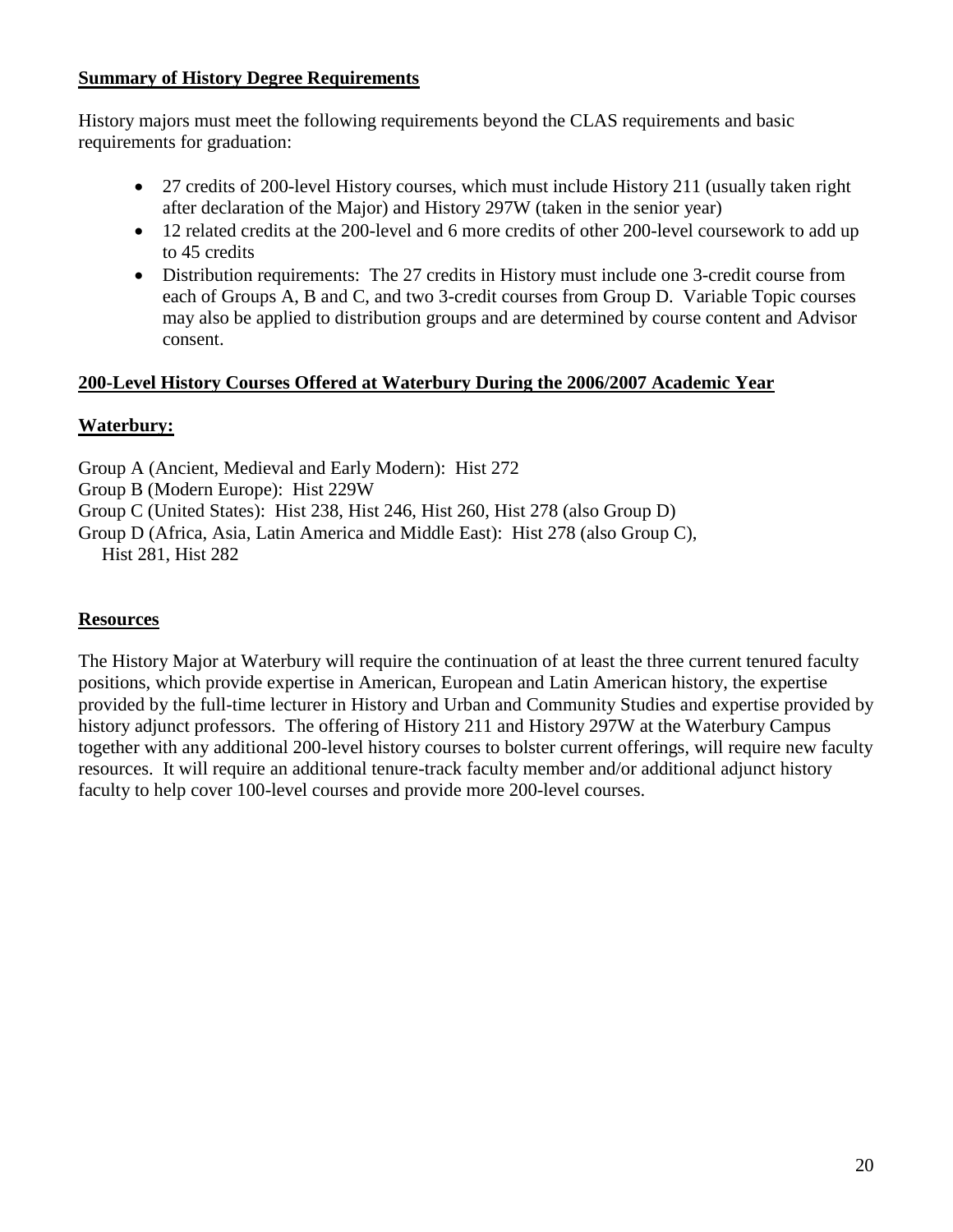**Summary of History Degree Requirements**

History majors must meet the following requirements beyond the CLAS requirements and basic requirements for graduation:

- 27 credits of 200-level History courses, which must include History 211 (usually taken right after declaration of the Major) and History 297W (taken in the senior year)
- 12 related credits at the 200-level and 6 more credits of other 200-level coursework to add up to 45 credits
- Distribution requirements: The 27 credits in History must include one 3-credit course from each of Groups A, B and C, and two 3-credit courses from Group D. Variable Topic courses may also be applied to distribution groups and are determined by course content and Advisor consent.

**200-Level History Courses Offered at Waterbury During the 2006/2007 Academic Year**

**Waterbury:**

Group A (Ancient, Medieval and Early Modern): Hist 272
Group B (Modern Europe): Hist 229W
Group C (United States): Hist 238, Hist 246, Hist 260, Hist 278 (also Group D)
Group D (Africa, Asia, Latin America and Middle East): Hist 278 (also Group C), Hist 281, Hist 282

**Resources**

The History Major at Waterbury will require the continuation of at least the three current tenured faculty positions, which provide expertise in American, European and Latin American history, the expertise provided by the full-time lecturer in History and Urban and Community Studies and expertise provided by history adjunct professors. The offering of History 211 and History 297W at the Waterbury Campus together with any additional 200-level history courses to bolster current offerings, will require new faculty resources. It will require an additional tenure-track faculty member and/or additional adjunct history faculty to help cover 100-level courses and provide more 200-level courses.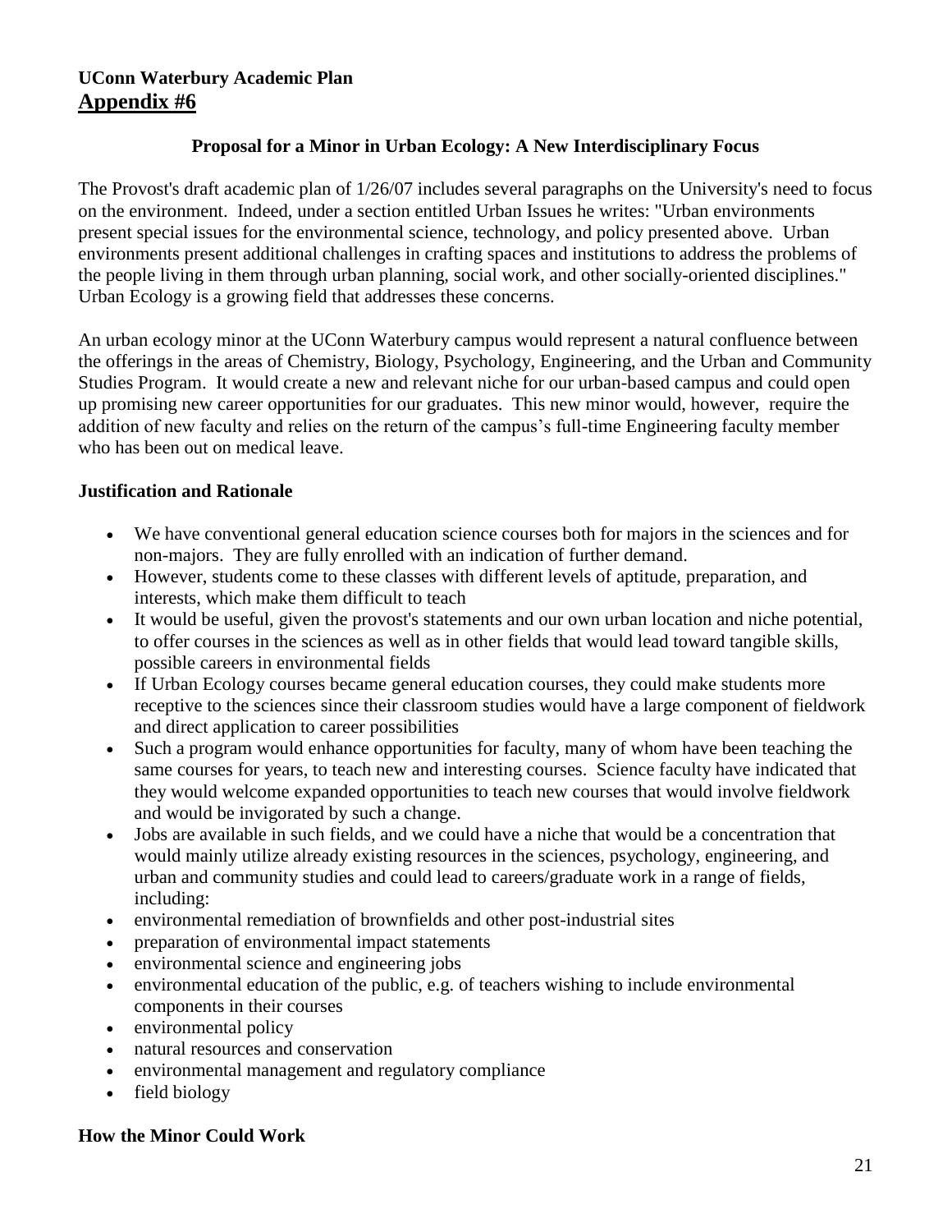**UConn Waterbury Academic Plan**
**Appendix #6**

### Proposal for a Minor in Urban Ecology: A New Interdisciplinary Focus

The Provost's draft academic plan of 1/26/07 includes several paragraphs on the University's need to focus on the environment. Indeed, under a section entitled Urban Issues he writes: "Urban environments present special issues for the environmental science, technology, and policy presented above. Urban environments present additional challenges in crafting spaces and institutions to address the problems of the people living in them through urban planning, social work, and other socially-oriented disciplines." Urban Ecology is a growing field that addresses these concerns.

An urban ecology minor at the UConn Waterbury campus would represent a natural confluence between the offerings in the areas of Chemistry, Biology, Psychology, Engineering, and the Urban and Community Studies Program. It would create a new and relevant niche for our urban-based campus and could open up promising new career opportunities for our graduates. This new minor would, however, require the addition of new faculty and relies on the return of the campus's full-time Engineering faculty member who has been out on medical leave.

### Justification and Rationale

- We have conventional general education science courses both for majors in the sciences and for non-majors. They are fully enrolled with an indication of further demand.
- However, students come to these classes with different levels of aptitude, preparation, and interests, which make them difficult to teach
- It would be useful, given the provost's statements and our own urban location and niche potential, to offer courses in the sciences as well as in other fields that would lead toward tangible skills, possible careers in environmental fields
- If Urban Ecology courses became general education courses, they could make students more receptive to the sciences since their classroom studies would have a large component of fieldwork and direct application to career possibilities
- Such a program would enhance opportunities for faculty, many of whom have been teaching the same courses for years, to teach new and interesting courses. Science faculty have indicated that they would welcome expanded opportunities to teach new courses that would involve fieldwork and would be invigorated by such a change.
- Jobs are available in such fields, and we could have a niche that would be a concentration that would mainly utilize already existing resources in the sciences, psychology, engineering, and urban and community studies and could lead to careers/graduate work in a range of fields, including:
- environmental remediation of brownfields and other post-industrial sites
- preparation of environmental impact statements
- environmental science and engineering jobs
- environmental education of the public, e.g. of teachers wishing to include environmental components in their courses
- environmental policy
- natural resources and conservation
- environmental management and regulatory compliance
- field biology

### How the Minor Could Work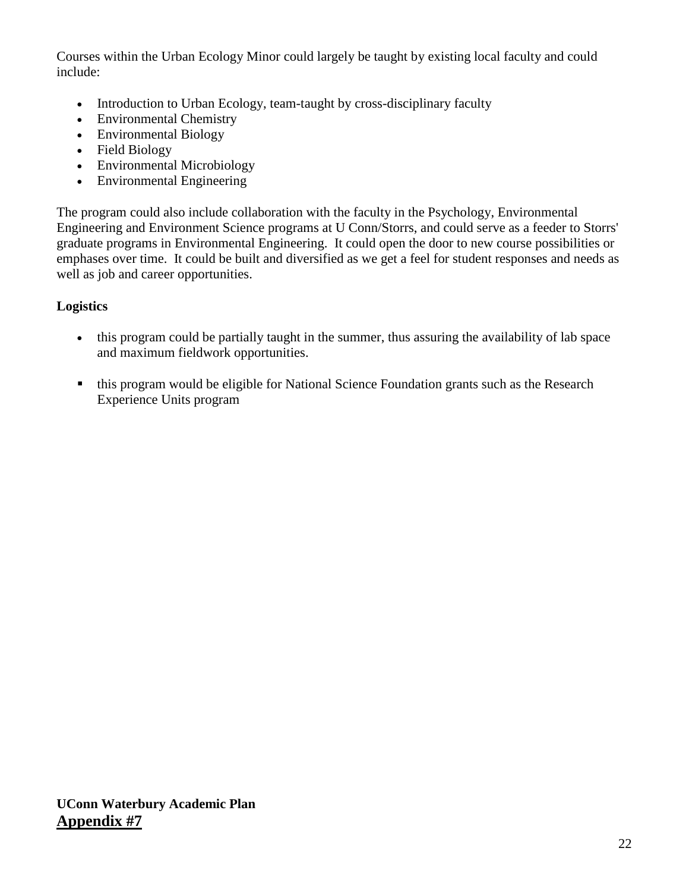Courses within the Urban Ecology Minor could largely be taught by existing local faculty and could include:

- Introduction to Urban Ecology, team-taught by cross-disciplinary faculty
- Environmental Chemistry
- Environmental Biology
- Field Biology
- Environmental Microbiology
- Environmental Engineering

The program could also include collaboration with the faculty in the Psychology, Environmental Engineering and Environment Science programs at U Conn/Storrs, and could serve as a feeder to Storrs' graduate programs in Environmental Engineering. It could open the door to new course possibilities or emphases over time. It could be built and diversified as we get a feel for student responses and needs as well as job and career opportunities.

**Logistics**

- this program could be partially taught in the summer, thus assuring the availability of lab space and maximum fieldwork opportunities.

- this program would be eligible for National Science Foundation grants such as the Research Experience Units program

**UConn Waterbury Academic Plan**
**Appendix #7**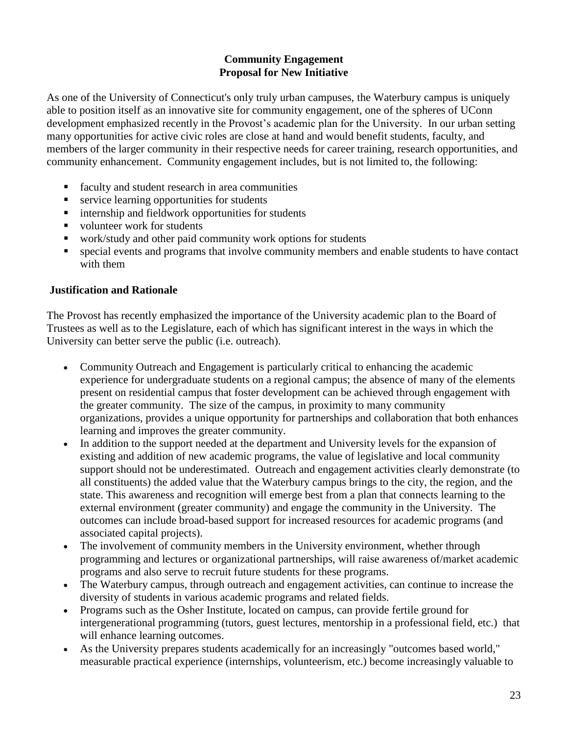# Community Engagement
## Proposal for New Initiative

As one of the University of Connecticut's only truly urban campuses, the Waterbury campus is uniquely able to position itself as an innovative site for community engagement, one of the spheres of UConn development emphasized recently in the Provost's academic plan for the University. In our urban setting many opportunities for active civic roles are close at hand and would benefit students, faculty, and members of the larger community in their respective needs for career training, research opportunities, and community enhancement. Community engagement includes, but is not limited to, the following:

- faculty and student research in area communities
- service learning opportunities for students
- internship and fieldwork opportunities for students
- volunteer work for students
- work/study and other paid community work options for students
- special events and programs that involve community members and enable students to have contact with them

### Justification and Rationale

The Provost has recently emphasized the importance of the University academic plan to the Board of Trustees as well as to the Legislature, each of which has significant interest in the ways in which the University can better serve the public (i.e. outreach).

- Community Outreach and Engagement is particularly critical to enhancing the academic experience for undergraduate students on a regional campus; the absence of many of the elements present on residential campus that foster development can be achieved through engagement with the greater community. The size of the campus, in proximity to many community organizations, provides a unique opportunity for partnerships and collaboration that both enhances learning and improves the greater community.
- In addition to the support needed at the department and University levels for the expansion of existing and addition of new academic programs, the value of legislative and local community support should not be underestimated. Outreach and engagement activities clearly demonstrate (to all constituents) the added value that the Waterbury campus brings to the city, the region, and the state. This awareness and recognition will emerge best from a plan that connects learning to the external environment (greater community) and engage the community in the University. The outcomes can include broad-based support for increased resources for academic programs (and associated capital projects).
- The involvement of community members in the University environment, whether through programming and lectures or organizational partnerships, will raise awareness of/market academic programs and also serve to recruit future students for these programs.
- The Waterbury campus, through outreach and engagement activities, can continue to increase the diversity of students in various academic programs and related fields.
- Programs such as the Osher Institute, located on campus, can provide fertile ground for intergenerational programming (tutors, guest lectures, mentorship in a professional field, etc.) that will enhance learning outcomes.
- As the University prepares students academically for an increasingly "outcomes based world," measurable practical experience (internships, volunteerism, etc.) become increasingly valuable to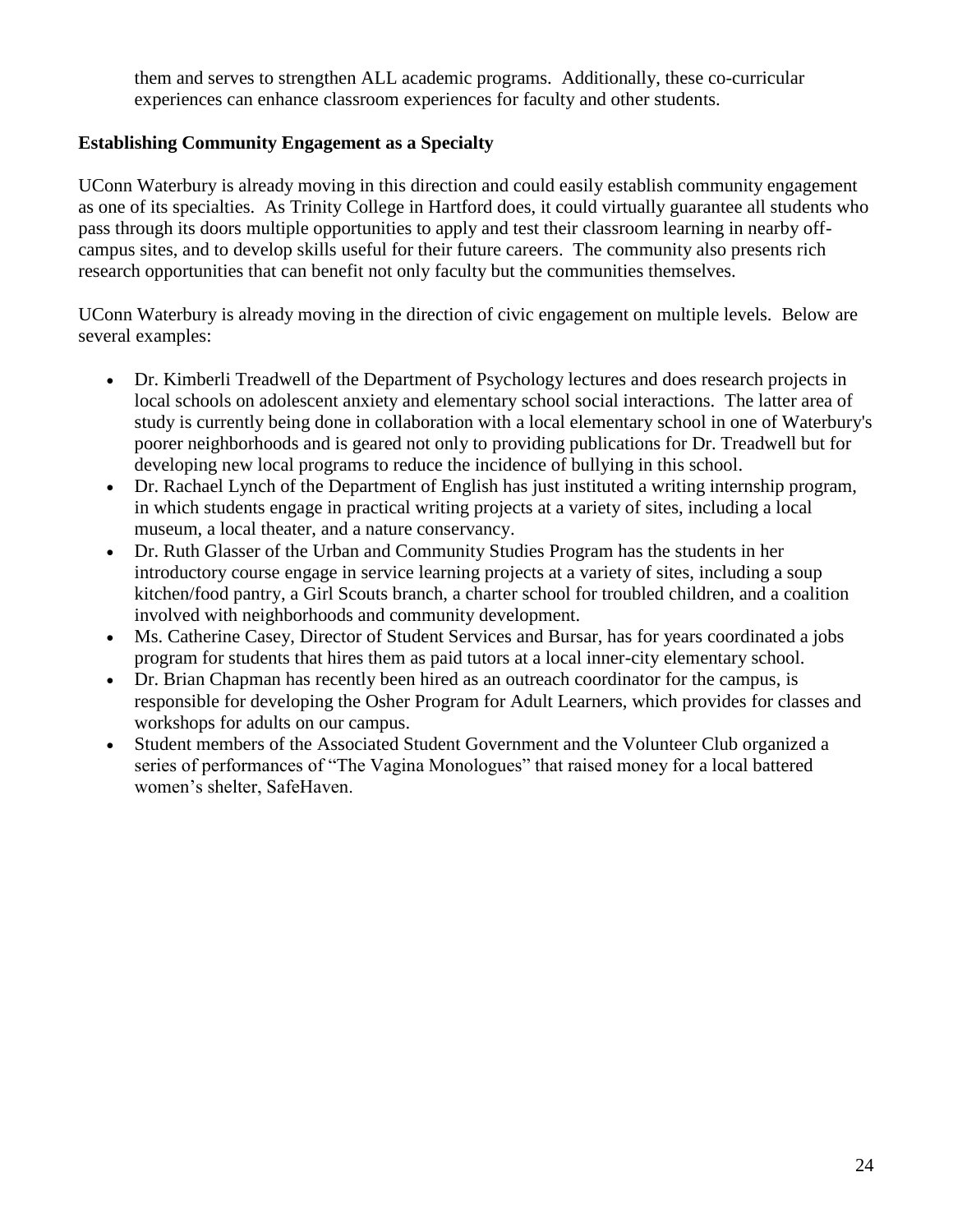them and serves to strengthen ALL academic programs. Additionally, these co-curricular experiences can enhance classroom experiences for faculty and other students.

**Establishing Community Engagement as a Specialty**

UConn Waterbury is already moving in this direction and could easily establish community engagement as one of its specialties. As Trinity College in Hartford does, it could virtually guarantee all students who pass through its doors multiple opportunities to apply and test their classroom learning in nearby off-campus sites, and to develop skills useful for their future careers. The community also presents rich research opportunities that can benefit not only faculty but the communities themselves.

UConn Waterbury is already moving in the direction of civic engagement on multiple levels. Below are several examples:

- Dr. Kimberli Treadwell of the Department of Psychology lectures and does research projects in local schools on adolescent anxiety and elementary school social interactions. The latter area of study is currently being done in collaboration with a local elementary school in one of Waterbury's poorer neighborhoods and is geared not only to providing publications for Dr. Treadwell but for developing new local programs to reduce the incidence of bullying in this school.
- Dr. Rachael Lynch of the Department of English has just instituted a writing internship program, in which students engage in practical writing projects at a variety of sites, including a local museum, a local theater, and a nature conservancy.
- Dr. Ruth Glasser of the Urban and Community Studies Program has the students in her introductory course engage in service learning projects at a variety of sites, including a soup kitchen/food pantry, a Girl Scouts branch, a charter school for troubled children, and a coalition involved with neighborhoods and community development.
- Ms. Catherine Casey, Director of Student Services and Bursar, has for years coordinated a jobs program for students that hires them as paid tutors at a local inner-city elementary school.
- Dr. Brian Chapman has recently been hired as an outreach coordinator for the campus, is responsible for developing the Osher Program for Adult Learners, which provides for classes and workshops for adults on our campus.
- Student members of the Associated Student Government and the Volunteer Club organized a series of performances of "The Vagina Monologues" that raised money for a local battered women's shelter, SafeHaven.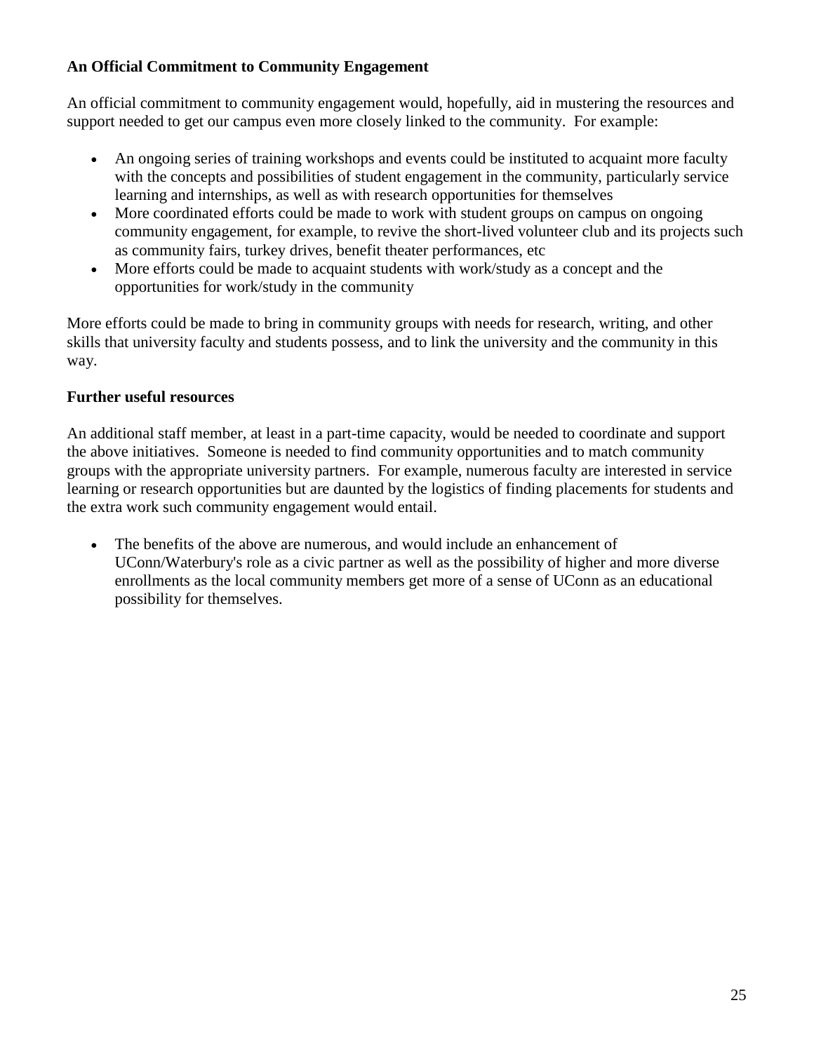**An Official Commitment to Community Engagement**

An official commitment to community engagement would, hopefully, aid in mustering the resources and support needed to get our campus even more closely linked to the community. For example:

- An ongoing series of training workshops and events could be instituted to acquaint more faculty with the concepts and possibilities of student engagement in the community, particularly service learning and internships, as well as with research opportunities for themselves
- More coordinated efforts could be made to work with student groups on campus on ongoing community engagement, for example, to revive the short-lived volunteer club and its projects such as community fairs, turkey drives, benefit theater performances, etc
- More efforts could be made to acquaint students with work/study as a concept and the opportunities for work/study in the community

More efforts could be made to bring in community groups with needs for research, writing, and other skills that university faculty and students possess, and to link the university and the community in this way.

**Further useful resources**

An additional staff member, at least in a part-time capacity, would be needed to coordinate and support the above initiatives. Someone is needed to find community opportunities and to match community groups with the appropriate university partners. For example, numerous faculty are interested in service learning or research opportunities but are daunted by the logistics of finding placements for students and the extra work such community engagement would entail.

- The benefits of the above are numerous, and would include an enhancement of UConn/Waterbury's role as a civic partner as well as the possibility of higher and more diverse enrollments as the local community members get more of a sense of UConn as an educational possibility for themselves.